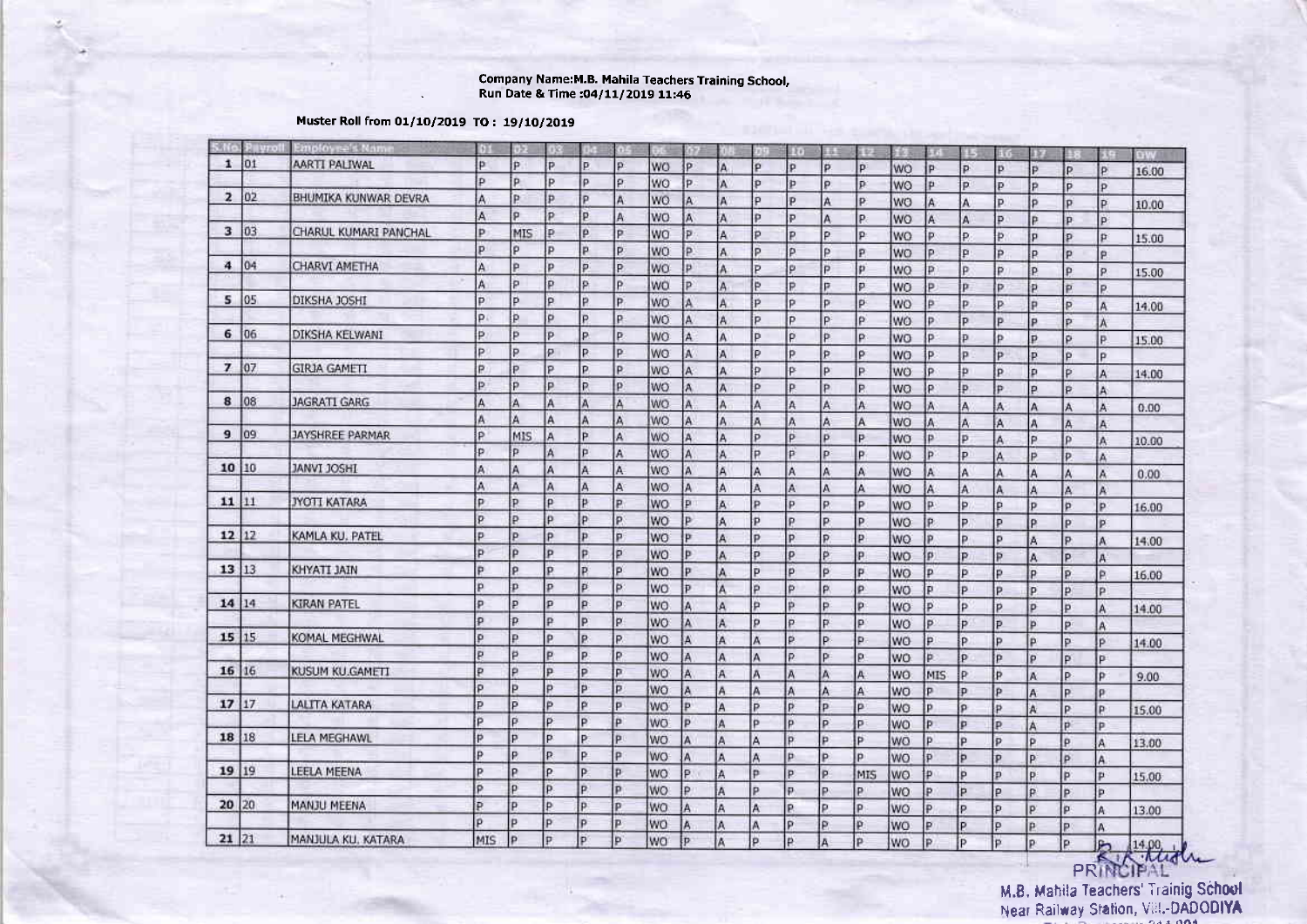Company Name:M.B. Mahila Teachers Training School,
Run Date & Time :04/11/2019 11:46

Muster Roll from 01/10/2019 TO : 19/10/2019

| S.No. | Payroll | Employee's Name | 01 | 02 | 03 | 04 | 05 | 06 | 07 | 08 | 09 | 10 | 11 | 12 | 13 | 14 | 15 | 16 | 17 | 18 | 19 | DW |
|---|---|---|---|---|---|---|---|---|---|---|---|---|---|---|---|---|---|---|---|---|---|---|
| 1 | 01 | AARTI PALIWAL | P | P | P | P | P | WO | P | A | P | P | P | P | WO | P | P | P | P | P | P | 16.00 |
| | | | P | P | P | P | P | WO | P | A | P | P | P | P | WO | P | P | P | P | P | P | |
| 2 | 02 | BHUMIKA KUNWAR DEVRA | A | P | P | P | A | WO | A | A | P | P | A | P | WO | A | A | P | P | P | P | 10.00 |
| | | | A | P | P | P | A | WO | A | A | P | P | A | P | WO | A | A | P | P | P | P | |
| 3 | 03 | CHARUL KUMARI PANCHAL | P | MIS | P | P | P | WO | P | A | P | P | P | P | WO | P | P | P | P | P | P | 15.00 |
| | | | P | P | P | P | P | WO | P | A | P | P | P | P | WO | P | P | P | P | P | P | |
| 4 | 04 | CHARVI AMETHA | A | P | P | P | P | WO | P | A | P | P | P | P | WO | P | P | P | P | P | P | 15.00 |
| | | | A | P | P | P | P | WO | P | A | P | P | P | P | WO | P | P | P | P | P | P | |
| 5 | 05 | DIKSHA JOSHI | P | P | P | P | P | WO | A | A | P | P | P | P | WO | P | P | P | P | P | A | 14.00 |
| | | | P | P | P | P | P | WO | A | A | P | P | P | P | WO | P | P | P | P | P | A | |
| 6 | 06 | DIKSHA KELWANI | P | P | P | P | P | WO | A | A | P | P | P | P | WO | P | P | P | P | P | P | 15.00 |
| | | | P | P | P | P | P | WO | A | A | P | P | P | P | WO | P | P | P | P | P | P | |
| 7 | 07 | GIRJA GAMETI | P | P | P | P | P | WO | A | A | P | P | P | P | WO | P | P | P | P | P | A | 14.00 |
| | | | P | P | P | P | P | WO | A | A | P | P | P | P | WO | P | P | P | P | P | A | |
| 8 | 08 | JAGRATI GARG | A | A | A | A | A | WO | A | A | A | A | A | A | WO | A | A | A | A | A | A | 0.00 |
| | | | A | A | A | A | A | WO | A | A | A | A | A | A | WO | A | A | A | A | A | A | |
| 9 | 09 | JAYSHREE PARMAR | P | MIS | A | P | A | WO | A | A | P | P | P | P | WO | P | P | A | P | P | A | 10.00 |
| | | | P | P | A | P | A | WO | A | A | P | P | P | P | WO | P | P | A | P | P | A | |
| 10 | 10 | JANVI JOSHI | A | A | A | A | A | WO | A | A | A | A | A | A | WO | A | A | A | A | A | A | 0.00 |
| | | | A | A | A | A | A | WO | A | A | A | A | A | A | WO | A | A | A | A | A | A | |
| 11 | 11 | JYOTI KATARA | P | P | P | P | P | WO | P | A | P | P | P | P | WO | P | P | P | P | P | P | 16.00 |
| | | | P | P | P | P | P | WO | P | A | P | P | P | P | WO | P | P | P | P | P | P | |
| 12 | 12 | KAMLA KU. PATEL | P | P | P | P | P | WO | P | A | P | P | P | P | WO | P | P | P | A | P | A | 14.00 |
| | | | P | P | P | P | P | WO | P | A | P | P | P | P | WO | P | P | P | A | P | A | |
| 13 | 13 | KHYATI JAIN | P | P | P | P | P | WO | P | A | P | P | P | P | WO | P | P | P | P | P | P | 16.00 |
| | | | P | P | P | P | P | WO | P | A | P | P | P | P | WO | P | P | P | P | P | P | |
| 14 | 14 | KIRAN PATEL | P | P | P | P | P | WO | A | A | P | P | P | P | WO | P | P | P | P | P | A | 14.00 |
| | | | P | P | P | P | P | WO | A | A | P | P | P | P | WO | P | P | P | P | P | A | |
| 15 | 15 | KOMAL MEGHWAL | P | P | P | P | P | WO | A | A | A | P | P | P | WO | P | P | P | P | P | P | 14.00 |
| | | | P | P | P | P | P | WO | A | A | A | P | P | P | WO | P | P | P | P | P | P | |
| 16 | 16 | KUSUM KU.GAMETI | P | P | P | P | P | WO | A | A | A | A | A | A | WO | MIS | P | P | A | P | P | 9.00 |
| | | | P | P | P | P | P | WO | A | A | A | A | A | A | WO | P | P | P | A | P | P | |
| 17 | 17 | LALITA KATARA | P | P | P | P | P | WO | P | A | P | P | P | P | WO | P | P | P | A | P | P | 15.00 |
| | | | P | P | P | P | P | WO | P | A | P | P | P | P | WO | P | P | P | A | P | P | |
| 18 | 18 | LELA MEGHAWL | P | P | P | P | P | WO | A | A | A | P | P | P | WO | P | P | P | P | P | A | 13.00 |
| | | | P | P | P | P | P | WO | A | A | A | P | P | P | WO | P | P | P | P | P | A | |
| 19 | 19 | LEELA MEENA | P | P | P | P | P | WO | P | A | P | P | P | MIS | WO | P | P | P | P | P | P | 15.00 |
| | | | P | P | P | P | P | WO | P | A | P | P | P | P | WO | P | P | P | P | P | P | |
| 20 | 20 | MANJU MEENA | P | P | P | P | P | WO | A | A | A | P | P | P | WO | P | P | P | P | P | A | 13.00 |
| | | | P | P | P | P | P | WO | A | A | A | P | P | P | WO | P | P | P | P | P | A | |
| 21 | 21 | MANJULA KU. KATARA | MIS | P | P | P | P | WO | P | A | P | P | A | P | WO | P | P | P | P | P | P | 14.00 |

PRINCIPAL
M.B. Mahila Teachers' Trainig School
Near Railway Station, Vill.-DADODIYA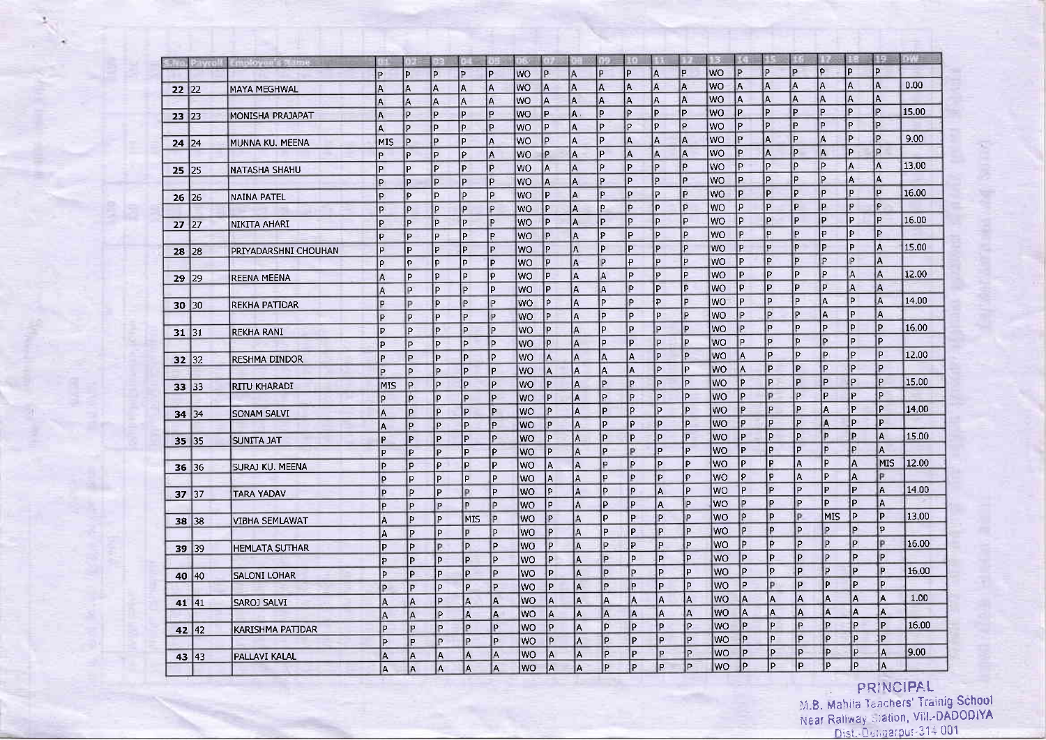| S.No. | Payroll | Employee's Name | 01 | 02 | 03 | 04 | 05 | 06 | 07 | 08 | 09 | 10 | 11 | 12 | 13 | 14 | 15 | 16 | 17 | 18 | 19 | DW |
|---|---|---|---|---|---|---|---|---|---|---|---|---|---|---|---|---|---|---|---|---|---|---|
| | | | P | P | P | P | P | WO | P | A | P | P | A | P | WO | P | P | P | P | P | P | |
| 22 | 22 | MAYA MEGHWAL | A | A | A | A | A | WO | A | A | A | A | A | A | WO | A | A | A | A | A | A | 0.00 |
| | | | A | A | A | A | A | WO | A | A | A | A | A | A | WO | A | A | A | A | A | A | |
| 23 | 23 | MONISHA PRAJAPAT | A | P | P | P | P | WO | P | A | P | P | P | P | WO | P | P | P | P | P | P | 15.00 |
| | | | A | P | P | P | P | WO | P | A | P | P | P | P | WO | P | P | P | P | P | P | |
| 24 | 24 | MUNNA KU. MEENA | MIS | P | P | P | A | WO | P | A | P | A | A | A | WO | P | A | P | A | P | P | 9.00 |
| | | | P | P | P | P | A | WO | P | A | P | A | A | A | WO | P | A | P | A | P | P | |
| 25 | 25 | NATASHA SHAHU | P | P | P | P | P | WO | A | A | P | P | P | P | WO | P | P | P | P | A | A | 13.00 |
| | | | P | P | P | P | P | WO | A | A | P | P | P | P | WO | P | P | P | P | A | A | |
| 26 | 26 | NAINA PATEL | P | P | P | P | P | WO | P | A | P | P | P | P | WO | P | P | P | P | P | P | 16.00 |
| | | | P | P | P | P | P | WO | P | A | P | P | P | P | WO | P | P | P | P | P | P | |
| 27 | 27 | NIKITA AHARI | P | P | P | P | P | WO | P | A | P | P | P | P | WO | P | P | P | P | P | P | 16.00 |
| | | | P | P | P | P | P | WO | P | A | P | P | P | P | WO | P | P | P | P | P | P | |
| 28 | 28 | PRIYADARSHNI CHOUHAN | P | P | P | P | P | WO | P | A | P | P | P | P | WO | P | P | P | P | P | A | 15.00 |
| | | | P | P | P | P | P | WO | P | A | P | P | P | P | WO | P | P | P | P | P | A | |
| 29 | 29 | REENA MEENA | A | P | P | P | P | WO | P | A | A | P | P | P | WO | P | P | P | P | A | A | 12.00 |
| | | | A | P | P | P | P | WO | P | A | A | P | P | P | WO | P | P | P | P | A | A | |
| 30 | 30 | REKHA PATIDAR | P | P | P | P | P | WO | P | A | P | P | P | P | WO | P | P | P | A | P | A | 14.00 |
| | | | P | P | P | P | P | WO | P | A | P | P | P | P | WO | P | P | P | A | P | A | |
| 31 | 31 | REKHA RANI | P | P | P | P | P | WO | P | A | P | P | P | P | WO | P | P | P | P | P | P | 16.00 |
| | | | P | P | P | P | P | WO | P | A | P | P | P | P | WO | P | P | P | P | P | P | |
| 32 | 32 | RESHMA DINDOR | P | P | P | P | P | WO | A | A | A | A | P | P | WO | A | P | P | P | P | P | 12.00 |
| | | | P | P | P | P | P | WO | A | A | A | A | P | P | WO | A | P | P | P | P | P | |
| 33 | 33 | RITU KHARADI | MIS | P | P | P | P | WO | P | A | P | P | P | P | WO | P | P | P | P | P | P | 15.00 |
| | | | P | P | P | P | P | WO | P | A | P | P | P | P | WO | P | P | P | P | P | P | |
| 34 | 34 | SONAM SALVI | A | P | P | P | P | WO | P | A | P | P | P | P | WO | P | P | P | A | P | P | 14.00 |
| | | | A | P | P | P | P | WO | P | A | P | P | P | P | WO | P | P | P | A | P | P | |
| 35 | 35 | SUNITA JAT | P | P | P | P | P | WO | P | A | P | P | P | P | WO | P | P | P | P | P | A | 15.00 |
| | | | P | P | P | P | P | WO | P | A | P | P | P | P | WO | P | P | P | P | P | A | |
| 36 | 36 | SURAJ KU. MEENA | P | P | P | P | P | WO | A | A | P | P | P | P | WO | P | P | A | P | A | MIS | 12.00 |
| | | | P | P | P | P | P | WO | A | A | P | P | P | P | WO | P | P | A | P | A | P | |
| 37 | 37 | TARA YADAV | P | P | P | P | P | WO | P | A | P | P | A | P | WO | P | P | P | P | P | A | 14.00 |
| | | | P | P | P | P | P | WO | P | A | P | P | A | P | WO | P | P | P | P | P | A | |
| 38 | 38 | VIBHA SEMLAWAT | A | P | P | MIS | P | WO | P | A | P | P | P | P | WO | P | P | P | MIS | P | P | 13.00 |
| | | | A | P | P | P | P | WO | P | A | P | P | P | P | WO | P | P | P | P | P | P | |
| 39 | 39 | HEMLATA SUTHAR | P | P | P | P | P | WO | P | A | P | P | P | P | WO | P | P | P | P | P | P | 16.00 |
| | | | P | P | P | P | P | WO | P | A | P | P | P | P | WO | P | P | P | P | P | P | |
| 40 | 40 | SALONI LOHAR | P | P | P | P | P | WO | P | A | P | P | P | P | WO | P | P | P | P | P | P | 16.00 |
| | | | P | P | P | P | P | WO | P | A | P | P | P | P | WO | P | P | P | P | P | P | |
| 41 | 41 | SAROJ SALVI | A | A | P | A | A | WO | A | A | A | A | A | A | WO | A | A | A | A | A | A | 1.00 |
| | | | A | A | P | A | A | WO | A | A | A | A | A | A | WO | A | A | A | A | A | A | |
| 42 | 42 | KARISHMA PATIDAR | P | P | P | P | P | WO | P | A | P | P | P | P | WO | P | P | P | P | P | P | 16.00 |
| | | | P | P | P | P | P | WO | P | A | P | P | P | P | WO | P | P | P | P | P | P | |
| 43 | 43 | PALLAVI KALAL | A | A | A | A | A | WO | A | A | P | P | P | P | WO | P | P | P | P | P | A | 9.00 |
| | | | A | A | A | A | A | WO | A | A | P | P | P | P | WO | P | P | P | P | P | A | |

**PRINCIPAL**
M.B. Mahila Teachers' Trainig School
Near Railway Station, Vill.-DADODIYA
Dist.-Dungarpur-314 001